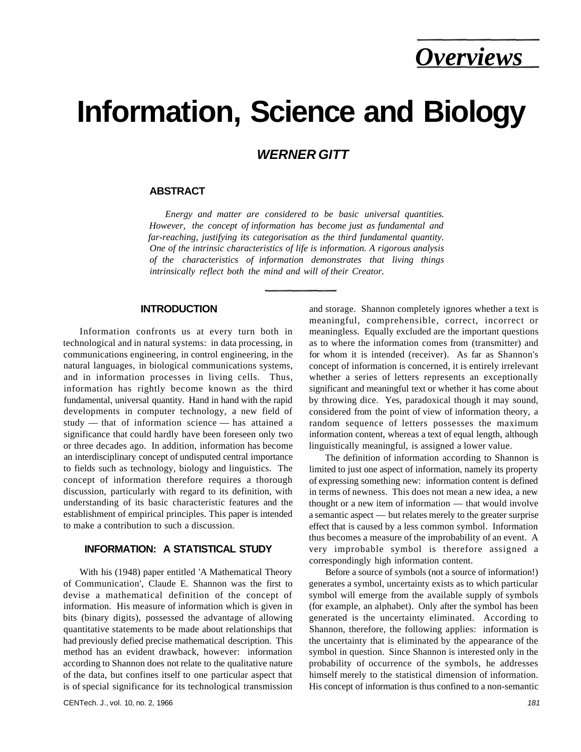Overviews

# Information, Science and Biology

### *WERNER GITT*

## ABSTRACT

*Energy and matter are considered to be basic universal quantities. However, the concept of information has become just as fundamental and far-reaching, justifying its categorisation as the third fundamental quantity. One of the intrinsic characteristics of life is information. A rigorous analysis of the characteristics of information demonstrates that living things intrinsically reflect both the mind and will of their Creator.*

## INTRODUCTION

Information confronts us at every turn both in technological and in natural systems: in data processing, in communications engineering, in control engineering, in the natural languages, in biological communications systems, and in information processes in living cells. Thus, information has rightly become known as the third fundamental, universal quantity. Hand in hand with the rapid developments in computer technology, a new field of study — that of information science — has attained a significance that could hardly have been foreseen only two or three decades ago. In addition, information has become an interdisciplinary concept of undisputed central importance to fields such as technology, biology and linguistics. The concept of information therefore requires a thorough discussion, particularly with regard to its definition, with understanding of its basic characteristic features and the establishment of empirical principles. This paper is intended to make a contribution to such a discussion.

## INFORMATION: A STATISTICAL STUDY

With his (1948) paper entitled 'A Mathematical Theory of Communication', Claude E. Shannon was the first to devise a mathematical definition of the concept of information. His measure of information which is given in bits (binary digits), possessed the advantage of allowing quantitative statements to be made about relationships that had previously defied precise mathematical description. This method has an evident drawback, however: information according to Shannon does not relate to the qualitative nature of the data, but confines itself to one particular aspect that is of special significance for its technological transmission and storage. Shannon completely ignores whether a text is meaningful, comprehensible, correct, incorrect or meaningless. Equally excluded are the important questions as to where the information comes from (transmitter) and for whom it is intended (receiver). As far as Shannon's concept of information is concerned, it is entirely irrelevant whether a series of letters represents an exceptionally significant and meaningful text or whether it has come about by throwing dice. Yes, paradoxical though it may sound, considered from the point of view of information theory, a random sequence of letters possesses the maximum information content, whereas a text of equal length, although linguistically meaningful, is assigned a lower value.

The definition of information according to Shannon is limited to just one aspect of information, namely its property of expressing something new: information content is defined in terms of newness. This does not mean a new idea, a new thought or a new item of information — that would involve a semantic aspect — but relates merely to the greater surprise effect that is caused by a less common symbol. Information thus becomes a measure of the improbability of an event. A very improbable symbol is therefore assigned a correspondingly high information content.

Before a source of symbols (not a source of information!) generates a symbol, uncertainty exists as to which particular symbol will emerge from the available supply of symbols (for example, an alphabet). Only after the symbol has been generated is the uncertainty eliminated. According to Shannon, therefore, the following applies: information is the uncertainty that is eliminated by the appearance of the symbol in question. Since Shannon is interested only in the probability of occurrence of the symbols, he addresses himself merely to the statistical dimension of information. His concept of information is thus confined to a non-semantic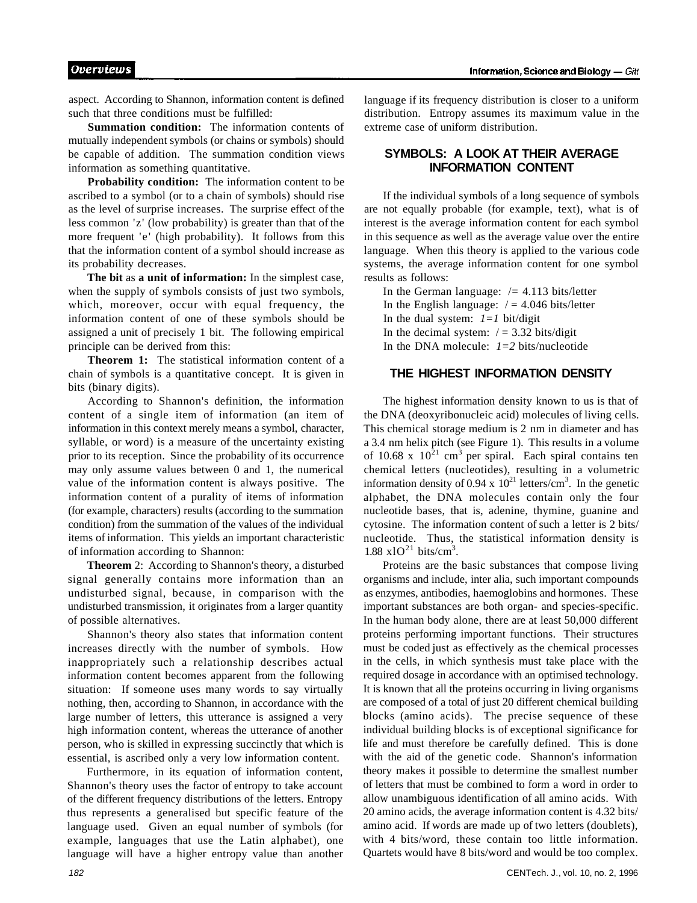aspect. According to Shannon, information content is defined such that three conditions must be fulfilled:

**Summation condition:** The information contents of mutually independent symbols (or chains or symbols) should be capable of addition. The summation condition views information as something quantitative.

**Probability condition:** The information content to be ascribed to a symbol (or to a chain of symbols) should rise as the level of surprise increases. The surprise effect of the less common 'z' (low probability) is greater than that of the more frequent 'e' (high probability). It follows from this that the information content of a symbol should increase as its probability decreases.

**The bit** as **a unit of information:** In the simplest case, when the supply of symbols consists of just two symbols, which, moreover, occur with equal frequency, the information content of one of these symbols should be assigned a unit of precisely 1 bit. The following empirical principle can be derived from this:

**Theorem 1:** The statistical information content of a chain of symbols is a quantitative concept. It is given in bits (binary digits).

According to Shannon's definition, the information content of a single item of information (an item of information in this context merely means a symbol, character, syllable, or word) is a measure of the uncertainty existing prior to its reception. Since the probability of its occurrence may only assume values between 0 and 1, the numerical value of the information content is always positive. The information content of a purality of items of information (for example, characters) results (according to the summation condition) from the summation of the values of the individual items of information. This yields an important characteristic of information according to Shannon:

**Theorem** 2: According to Shannon's theory, a disturbed signal generally contains more information than an undisturbed signal, because, in comparison with the undisturbed transmission, it originates from a larger quantity of possible alternatives.

Shannon's theory also states that information content increases directly with the number of symbols. How inappropriately such a relationship describes actual information content becomes apparent from the following situation: If someone uses many words to say virtually nothing, then, according to Shannon, in accordance with the large number of letters, this utterance is assigned a very high information content, whereas the utterance of another person, who is skilled in expressing succinctly that which is essential, is ascribed only a very low information content.

Furthermore, in its equation of information content, Shannon's theory uses the factor of entropy to take account of the different frequency distributions of the letters. Entropy thus represents a generalised but specific feature of the language used. Given an equal number of symbols (for example, languages that use the Latin alphabet), one language will have a higher entropy value than another language if its frequency distribution is closer to a uniform distribution. Entropy assumes its maximum value in the extreme case of uniform distribution.

## SYMBOLS: A LOOK AT THEIR AVERAGE INFORMATION CONTENT

If the individual symbols of a long sequence of symbols are not equally probable (for example, text), what is of interest is the average information content for each symbol in this sequence as well as the average value over the entire language. When this theory is applied to the various code systems, the average information content for one symbol results as follows:

In the German language: $I = 4.113$ bits/letter
In the English language: $I = 4.046$ bits/letter
In the dual system: $I = 1$ bit/digit
In the decimal system: $I = 3.32$ bits/digit
In the DNA molecule: $I = 2$ bits/nucleotide

## THE HIGHEST INFORMATION DENSITY

The highest information density known to us is that of the DNA (deoxyribonucleic acid) molecules of living cells. This chemical storage medium is 2 nm in diameter and has a 3.4 nm helix pitch (see Figure 1). This results in a volume of $10.68 \times 10^{21}$ $cm^3$ per spiral. Each spiral contains ten chemical letters (nucleotides), resulting in a volumetric information density of $0.94 \times 10^{21}$ letters/$cm^3$. In the genetic alphabet, the DNA molecules contain only the four nucleotide bases, that is, adenine, thymine, guanine and cytosine. The information content of such a letter is 2 bits/nucleotide. Thus, the statistical information density is $1.88 \times 10^{21}$ bits/$cm^3$.

Proteins are the basic substances that compose living organisms and include, inter alia, such important compounds as enzymes, antibodies, haemoglobins and hormones. These important substances are both organ- and species-specific. In the human body alone, there are at least 50,000 different proteins performing important functions. Their structures must be coded just as effectively as the chemical processes in the cells, in which synthesis must take place with the required dosage in accordance with an optimised technology. It is known that all the proteins occurring in living organisms are composed of a total of just 20 different chemical building blocks (amino acids). The precise sequence of these individual building blocks is of exceptional significance for life and must therefore be carefully defined. This is done with the aid of the genetic code. Shannon's information theory makes it possible to determine the smallest number of letters that must be combined to form a word in order to allow unambiguous identification of all amino acids. With 20 amino acids, the average information content is 4.32 bits/amino acid. If words are made up of two letters (doublets), with 4 bits/word, these contain too little information. Quartets would have 8 bits/word and would be too complex.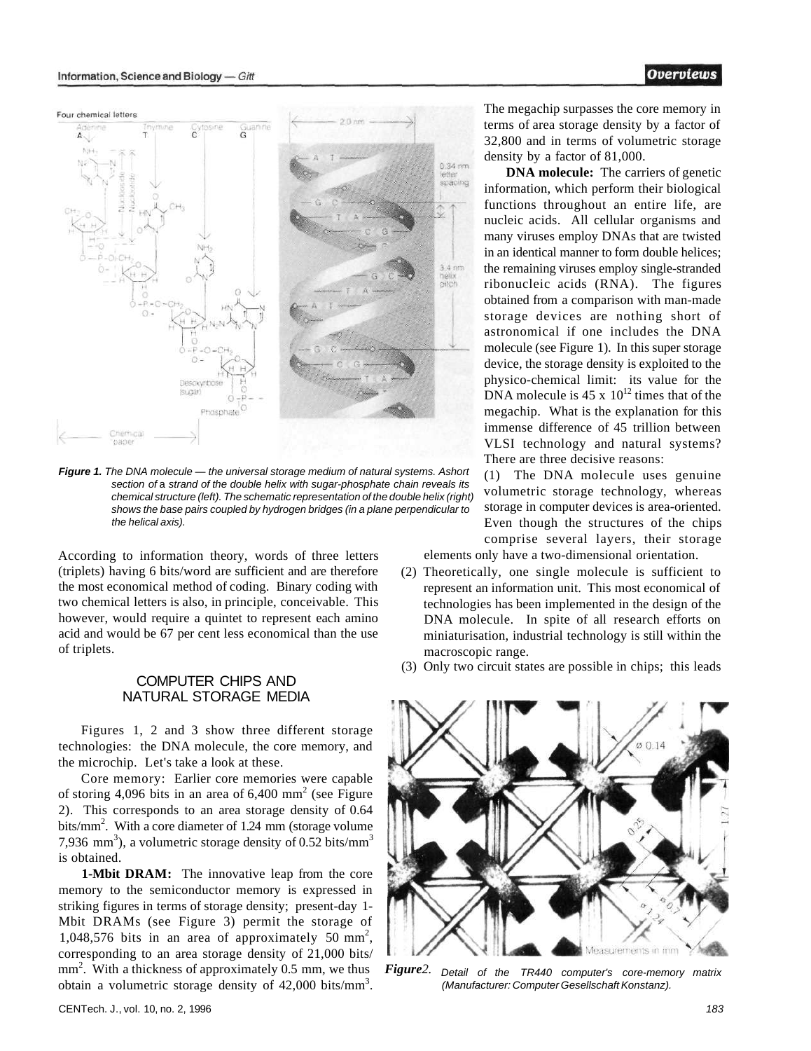Four chemical letters
Adenine A
Thymine T
Cytosine C
Guanine G
2.0 nm
0.34 nm letter spacing
3.4 nm helix pitch
Nucleoside
Nucleotide
Deoxyribose (sugar)
Phosphate
Chemical paper

*Figure 1. The DNA molecule — the universal storage medium of natural systems. A short section of a strand of the double helix with sugar-phosphate chain reveals its chemical structure (left). The schematic representation of the double helix (right) shows the base pairs coupled by hydrogen bridges (in a plane perpendicular to the helical axis).*

According to information theory, words of three letters (triplets) having 6 bits/word are sufficient and are therefore the most economical method of coding. Binary coding with two chemical letters is also, in principle, conceivable. This however, would require a quintet to represent each amino acid and would be 67 per cent less economical than the use of triplets.

## COMPUTER CHIPS AND NATURAL STORAGE MEDIA

Figures 1, 2 and 3 show three different storage technologies: the DNA molecule, the core memory, and the microchip. Let's take a look at these.

Core memory: Earlier core memories were capable of storing 4,096 bits in an area of 6,400 $mm^2$ (see Figure 2). This corresponds to an area storage density of 0.64 bits/$mm^2$. With a core diameter of 1.24 mm (storage volume 7,936 $mm^3$), a volumetric storage density of 0.52 bits/$mm^3$ is obtained.

**1-Mbit DRAM:** The innovative leap from the core memory to the semiconductor memory is expressed in striking figures in terms of storage density; present-day 1-Mbit DRAMs (see Figure 3) permit the storage of 1,048,576 bits in an area of approximately 50 $mm^2$, corresponding to an area storage density of 21,000 bits/$mm^2$. With a thickness of approximately 0.5 mm, we thus obtain a volumetric storage density of 42,000 bits/$mm^3$. The megachip surpasses the core memory in terms of area storage density by a factor of 32,800 and in terms of volumetric storage density by a factor of 81,000.

**DNA molecule:** The carriers of genetic information, which perform their biological functions throughout an entire life, are nucleic acids. All cellular organisms and many viruses employ DNAs that are twisted in an identical manner to form double helices; the remaining viruses employ single-stranded ribonucleic acids (RNA). The figures obtained from a comparison with man-made storage devices are nothing short of astronomical if one includes the DNA molecule (see Figure 1). In this super storage device, the storage density is exploited to the physico-chemical limit: its value for the DNA molecule is $45 \times 10^{12}$ times that of the megachip. What is the explanation for this immense difference of 45 trillion between VLSI technology and natural systems? There are three decisive reasons:

(1) The DNA molecule uses genuine volumetric storage technology, whereas storage in computer devices is area-oriented. Even though the structures of the chips comprise several layers, their storage elements only have a two-dimensional orientation.

(2) Theoretically, one single molecule is sufficient to represent an information unit. This most economical of technologies has been implemented in the design of the DNA molecule. In spite of all research efforts on miniaturisation, industrial technology is still within the macroscopic range.

(3) Only two circuit states are possible in chips; this leads

ø 0.14
1.27
0.25
ø 0.7
ø 1.24
Measurements in mm

*Figure 2. Detail of the TR440 computer's core-memory matrix (Manufacturer: Computer Gesellschaft Konstanz).*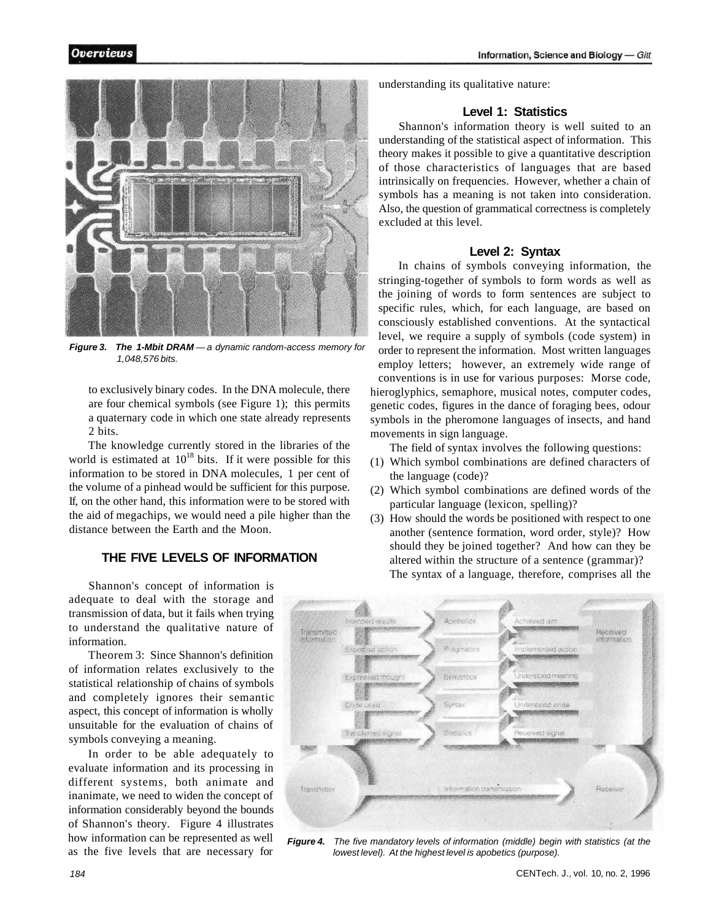Figure 3. The 1-Mbit DRAM — a dynamic random-access memory for 1,048,576 bits.

to exclusively binary codes. In the DNA molecule, there are four chemical symbols (see Figure 1); this permits a quaternary code in which one state already represents 2 bits.

The knowledge currently stored in the libraries of the world is estimated at $10^{18}$ bits. If it were possible for this information to be stored in DNA molecules, 1 per cent of the volume of a pinhead would be sufficient for this purpose. If, on the other hand, this information were to be stored with the aid of megachips, we would need a pile higher than the distance between the Earth and the Moon.

## THE FIVE LEVELS OF INFORMATION

Shannon's concept of information is adequate to deal with the storage and transmission of data, but it fails when trying to understand the qualitative nature of information.

Theorem 3: Since Shannon's definition of information relates exclusively to the statistical relationship of chains of symbols and completely ignores their semantic aspect, this concept of information is wholly unsuitable for the evaluation of chains of symbols conveying a meaning.

In order to be able adequately to evaluate information and its processing in different systems, both animate and inanimate, we need to widen the concept of information considerably beyond the bounds of Shannon's theory. Figure 4 illustrates how information can be represented as well as the five levels that are necessary for understanding its qualitative nature:

### Level 1: Statistics

Shannon's information theory is well suited to an understanding of the statistical aspect of information. This theory makes it possible to give a quantitative description of those characteristics of languages that are based intrinsically on frequencies. However, whether a chain of symbols has a meaning is not taken into consideration. Also, the question of grammatical correctness is completely excluded at this level.

### Level 2: Syntax

In chains of symbols conveying information, the stringing-together of symbols to form words as well as the joining of words to form sentences are subject to specific rules, which, for each language, are based on consciously established conventions. At the syntactical level, we require a supply of symbols (code system) in order to represent the information. Most written languages employ letters; however, an extremely wide range of conventions is in use for various purposes: Morse code, hieroglyphics, semaphore, musical notes, computer codes, genetic codes, figures in the dance of foraging bees, odour symbols in the pheromone languages of insects, and hand movements in sign language.

The field of syntax involves the following questions:

(1) Which symbol combinations are defined characters of the language (code)?
(2) Which symbol combinations are defined words of the particular language (lexicon, spelling)?
(3) How should the words be positioned with respect to one another (sentence formation, word order, style)? How should they be joined together? And how can they be altered within the structure of a sentence (grammar)?

The syntax of a language, therefore, comprises all the

Transmitted information
Intended results
Expected action
Expressed thought
Code used
Transferred signal
Apobetics
Pragmatics
Semantics
Syntax
Statistics
Achieved aim
Implemented action
Understood meaning
Understood code
Received signal
Received information
Transmitter
Information transmission
Receiver

Figure 4. The five mandatory levels of information (middle) begin with statistics (at the lowest level). At the highest level is apobetics (purpose).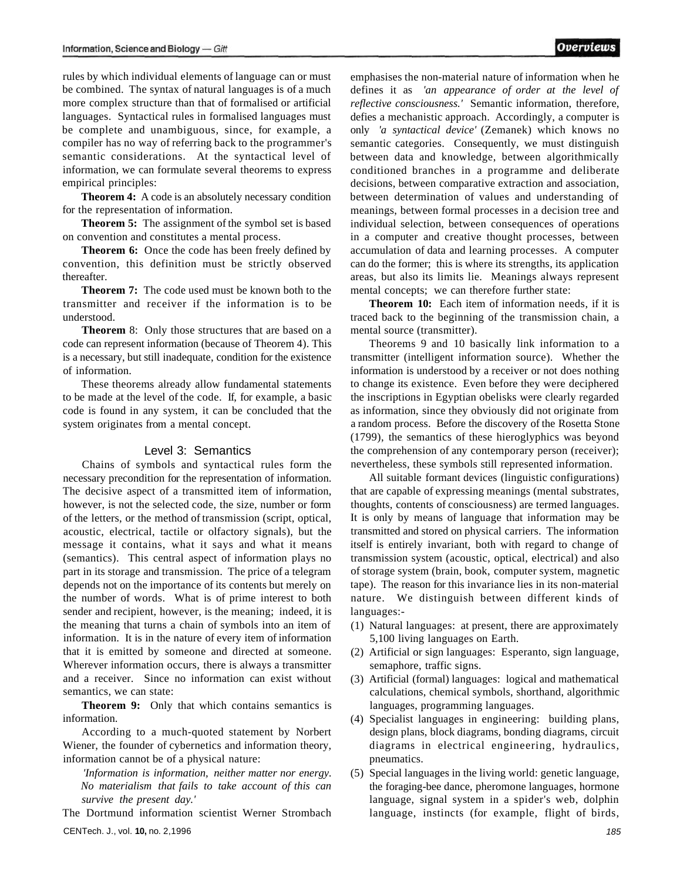rules by which individual elements of language can or must be combined. The syntax of natural languages is of a much more complex structure than that of formalised or artificial languages. Syntactical rules in formalised languages must be complete and unambiguous, since, for example, a compiler has no way of referring back to the programmer's semantic considerations. At the syntactical level of information, we can formulate several theorems to express empirical principles:

**Theorem 4:** A code is an absolutely necessary condition for the representation of information.

**Theorem 5:** The assignment of the symbol set is based on convention and constitutes a mental process.

**Theorem 6:** Once the code has been freely defined by convention, this definition must be strictly observed thereafter.

**Theorem 7:** The code used must be known both to the transmitter and receiver if the information is to be understood.

**Theorem** 8: Only those structures that are based on a code can represent information (because of Theorem 4). This is a necessary, but still inadequate, condition for the existence of information.

These theorems already allow fundamental statements to be made at the level of the code. If, for example, a basic code is found in any system, it can be concluded that the system originates from a mental concept.

## Level 3: Semantics

Chains of symbols and syntactical rules form the necessary precondition for the representation of information. The decisive aspect of a transmitted item of information, however, is not the selected code, the size, number or form of the letters, or the method of transmission (script, optical, acoustic, electrical, tactile or olfactory signals), but the message it contains, what it says and what it means (semantics). This central aspect of information plays no part in its storage and transmission. The price of a telegram depends not on the importance of its contents but merely on the number of words. What is of prime interest to both sender and recipient, however, is the meaning; indeed, it is the meaning that turns a chain of symbols into an item of information. It is in the nature of every item of information that it is emitted by someone and directed at someone. Wherever information occurs, there is always a transmitter and a receiver. Since no information can exist without semantics, we can state:

**Theorem 9:** Only that which contains semantics is information.

According to a much-quoted statement by Norbert Wiener, the founder of cybernetics and information theory, information cannot be of a physical nature:

*'Information is information, neither matter nor energy. No materialism that fails to take account of this can survive the present day.'*

The Dortmund information scientist Werner Strombach emphasises the non-material nature of information when he defines it as *'an appearance of order at the level of reflective consciousness.'* Semantic information, therefore, defies a mechanistic approach. Accordingly, a computer is only *'a syntactical device'* (Zemanek) which knows no semantic categories. Consequently, we must distinguish between data and knowledge, between algorithmically conditioned branches in a programme and deliberate decisions, between comparative extraction and association, between determination of values and understanding of meanings, between formal processes in a decision tree and individual selection, between consequences of operations in a computer and creative thought processes, between accumulation of data and learning processes. A computer can do the former; this is where its strengths, its application areas, but also its limits lie. Meanings always represent mental concepts; we can therefore further state:

**Theorem 10:** Each item of information needs, if it is traced back to the beginning of the transmission chain, a mental source (transmitter).

Theorems 9 and 10 basically link information to a transmitter (intelligent information source). Whether the information is understood by a receiver or not does nothing to change its existence. Even before they were deciphered the inscriptions in Egyptian obelisks were clearly regarded as information, since they obviously did not originate from a random process. Before the discovery of the Rosetta Stone (1799), the semantics of these hieroglyphics was beyond the comprehension of any contemporary person (receiver); nevertheless, these symbols still represented information.

All suitable formant devices (linguistic configurations) that are capable of expressing meanings (mental substrates, thoughts, contents of consciousness) are termed languages. It is only by means of language that information may be transmitted and stored on physical carriers. The information itself is entirely invariant, both with regard to change of transmission system (acoustic, optical, electrical) and also of storage system (brain, book, computer system, magnetic tape). The reason for this invariance lies in its non-material nature. We distinguish between different kinds of languages:-

(1) Natural languages: at present, there are approximately 5,100 living languages on Earth.
(2) Artificial or sign languages: Esperanto, sign language, semaphore, traffic signs.
(3) Artificial (formal) languages: logical and mathematical calculations, chemical symbols, shorthand, algorithmic languages, programming languages.
(4) Specialist languages in engineering: building plans, design plans, block diagrams, bonding diagrams, circuit diagrams in electrical engineering, hydraulics, pneumatics.
(5) Special languages in the living world: genetic language, the foraging-bee dance, pheromone languages, hormone language, signal system in a spider's web, dolphin language, instincts (for example, flight of birds,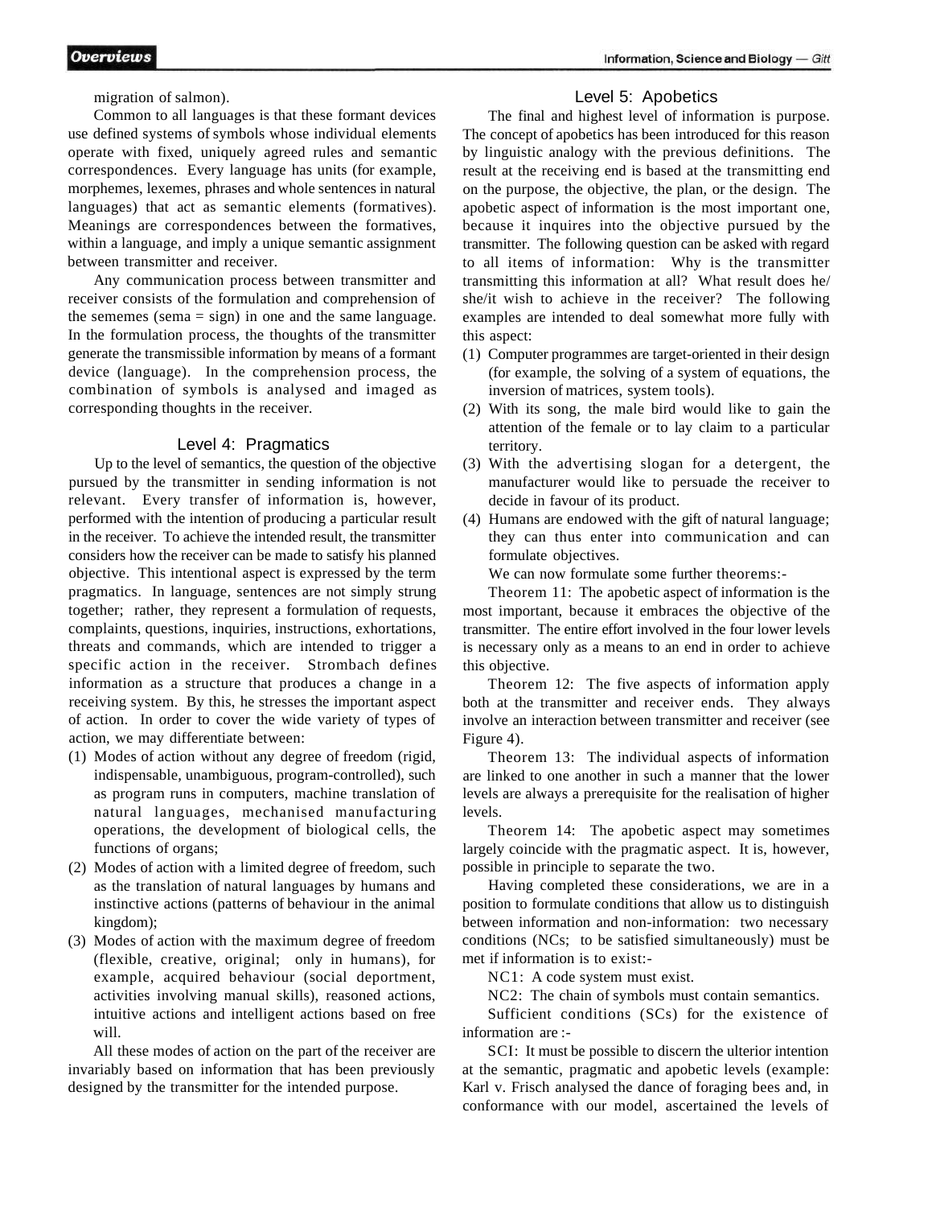migration of salmon).

Common to all languages is that these formant devices use defined systems of symbols whose individual elements operate with fixed, uniquely agreed rules and semantic correspondences. Every language has units (for example, morphemes, lexemes, phrases and whole sentences in natural languages) that act as semantic elements (formatives). Meanings are correspondences between the formatives, within a language, and imply a unique semantic assignment between transmitter and receiver.

Any communication process between transmitter and receiver consists of the formulation and comprehension of the sememes (sema = sign) in one and the same language. In the formulation process, the thoughts of the transmitter generate the transmissible information by means of a formant device (language). In the comprehension process, the combination of symbols is analysed and imaged as corresponding thoughts in the receiver.

## Level 4: Pragmatics

Up to the level of semantics, the question of the objective pursued by the transmitter in sending information is not relevant. Every transfer of information is, however, performed with the intention of producing a particular result in the receiver. To achieve the intended result, the transmitter considers how the receiver can be made to satisfy his planned objective. This intentional aspect is expressed by the term pragmatics. In language, sentences are not simply strung together; rather, they represent a formulation of requests, complaints, questions, inquiries, instructions, exhortations, threats and commands, which are intended to trigger a specific action in the receiver. Strombach defines information as a structure that produces a change in a receiving system. By this, he stresses the important aspect of action. In order to cover the wide variety of types of action, we may differentiate between:

(1) Modes of action without any degree of freedom (rigid, indispensable, unambiguous, program-controlled), such as program runs in computers, machine translation of natural languages, mechanised manufacturing operations, the development of biological cells, the functions of organs;

(2) Modes of action with a limited degree of freedom, such as the translation of natural languages by humans and instinctive actions (patterns of behaviour in the animal kingdom);

(3) Modes of action with the maximum degree of freedom (flexible, creative, original; only in humans), for example, acquired behaviour (social deportment, activities involving manual skills), reasoned actions, intuitive actions and intelligent actions based on free will.

All these modes of action on the part of the receiver are invariably based on information that has been previously designed by the transmitter for the intended purpose.

## Level 5: Apobetics

The final and highest level of information is purpose. The concept of apobetics has been introduced for this reason by linguistic analogy with the previous definitions. The result at the receiving end is based at the transmitting end on the purpose, the objective, the plan, or the design. The apobetic aspect of information is the most important one, because it inquires into the objective pursued by the transmitter. The following question can be asked with regard to all items of information: Why is the transmitter transmitting this information at all? What result does he/she/it wish to achieve in the receiver? The following examples are intended to deal somewhat more fully with this aspect:

(1) Computer programmes are target-oriented in their design (for example, the solving of a system of equations, the inversion of matrices, system tools).

(2) With its song, the male bird would like to gain the attention of the female or to lay claim to a particular territory.

(3) With the advertising slogan for a detergent, the manufacturer would like to persuade the receiver to decide in favour of its product.

(4) Humans are endowed with the gift of natural language; they can thus enter into communication and can formulate objectives.

We can now formulate some further theorems:-

Theorem 11: The apobetic aspect of information is the most important, because it embraces the objective of the transmitter. The entire effort involved in the four lower levels is necessary only as a means to an end in order to achieve this objective.

Theorem 12: The five aspects of information apply both at the transmitter and receiver ends. They always involve an interaction between transmitter and receiver (see Figure 4).

Theorem 13: The individual aspects of information are linked to one another in such a manner that the lower levels are always a prerequisite for the realisation of higher levels.

Theorem 14: The apobetic aspect may sometimes largely coincide with the pragmatic aspect. It is, however, possible in principle to separate the two.

Having completed these considerations, we are in a position to formulate conditions that allow us to distinguish between information and non-information: two necessary conditions (NCs; to be satisfied simultaneously) must be met if information is to exist:-

NC1: A code system must exist.

NC2: The chain of symbols must contain semantics.

Sufficient conditions (SCs) for the existence of information are :-

SCI: It must be possible to discern the ulterior intention at the semantic, pragmatic and apobetic levels (example: Karl v. Frisch analysed the dance of foraging bees and, in conformance with our model, ascertained the levels of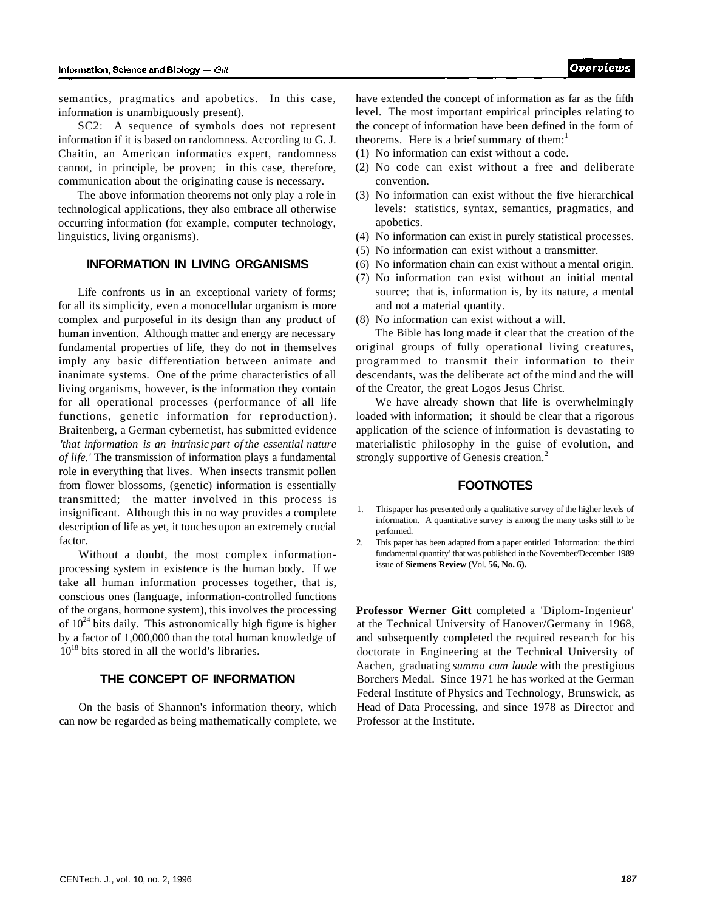semantics, pragmatics and apobetics. In this case, information is unambiguously present).

SC2: A sequence of symbols does not represent information if it is based on randomness. According to G. J. Chaitin, an American informatics expert, randomness cannot, in principle, be proven; in this case, therefore, communication about the originating cause is necessary.

The above information theorems not only play a role in technological applications, they also embrace all otherwise occurring information (for example, computer technology, linguistics, living organisms).

## INFORMATION IN LIVING ORGANISMS

Life confronts us in an exceptional variety of forms; for all its simplicity, even a monocellular organism is more complex and purposeful in its design than any product of human invention. Although matter and energy are necessary fundamental properties of life, they do not in themselves imply any basic differentiation between animate and inanimate systems. One of the prime characteristics of all living organisms, however, is the information they contain for all operational processes (performance of all life functions, genetic information for reproduction). Braitenberg, a German cybernetist, has submitted evidence *'that information is an intrinsic part of the essential nature of life.'* The transmission of information plays a fundamental role in everything that lives. When insects transmit pollen from flower blossoms, (genetic) information is essentially transmitted; the matter involved in this process is insignificant. Although this in no way provides a complete description of life as yet, it touches upon an extremely crucial factor.

Without a doubt, the most complex information-processing system in existence is the human body. If we take all human information processes together, that is, conscious ones (language, information-controlled functions of the organs, hormone system), this involves the processing of $10^{24}$ bits daily. This astronomically high figure is higher by a factor of 1,000,000 than the total human knowledge of $10^{18}$ bits stored in all the world's libraries.

## THE CONCEPT OF INFORMATION

On the basis of Shannon's information theory, which can now be regarded as being mathematically complete, we have extended the concept of information as far as the fifth level. The most important empirical principles relating to the concept of information have been defined in the form of theorems. Here is a brief summary of them:[1]

(1) No information can exist without a code.
(2) No code can exist without a free and deliberate convention.
(3) No information can exist without the five hierarchical levels: statistics, syntax, semantics, pragmatics, and apobetics.
(4) No information can exist in purely statistical processes.
(5) No information can exist without a transmitter.
(6) No information chain can exist without a mental origin.
(7) No information can exist without an initial mental source; that is, information is, by its nature, a mental and not a material quantity.
(8) No information can exist without a will.

The Bible has long made it clear that the creation of the original groups of fully operational living creatures, programmed to transmit their information to their descendants, was the deliberate act of the mind and the will of the Creator, the great Logos Jesus Christ.

We have already shown that life is overwhelmingly loaded with information; it should be clear that a rigorous application of the science of information is devastating to materialistic philosophy in the guise of evolution, and strongly supportive of Genesis creation.[2]

## FOOTNOTES

1. Thispaper has presented only a qualitative survey of the higher levels of information. A quantitative survey is among the many tasks still to be performed.
2. This paper has been adapted from a paper entitled 'Information: the third fundamental quantity' that was published in the November/December 1989 issue of **Siemens Review** (Vol. **56, No. 6).**

**Professor Werner Gitt** completed a 'Diplom-Ingenieur' at the Technical University of Hanover/Germany in 1968, and subsequently completed the required research for his doctorate in Engineering at the Technical University of Aachen, graduating *summa cum laude* with the prestigious Borchers Medal. Since 1971 he has worked at the German Federal Institute of Physics and Technology, Brunswick, as Head of Data Processing, and since 1978 as Director and Professor at the Institute.